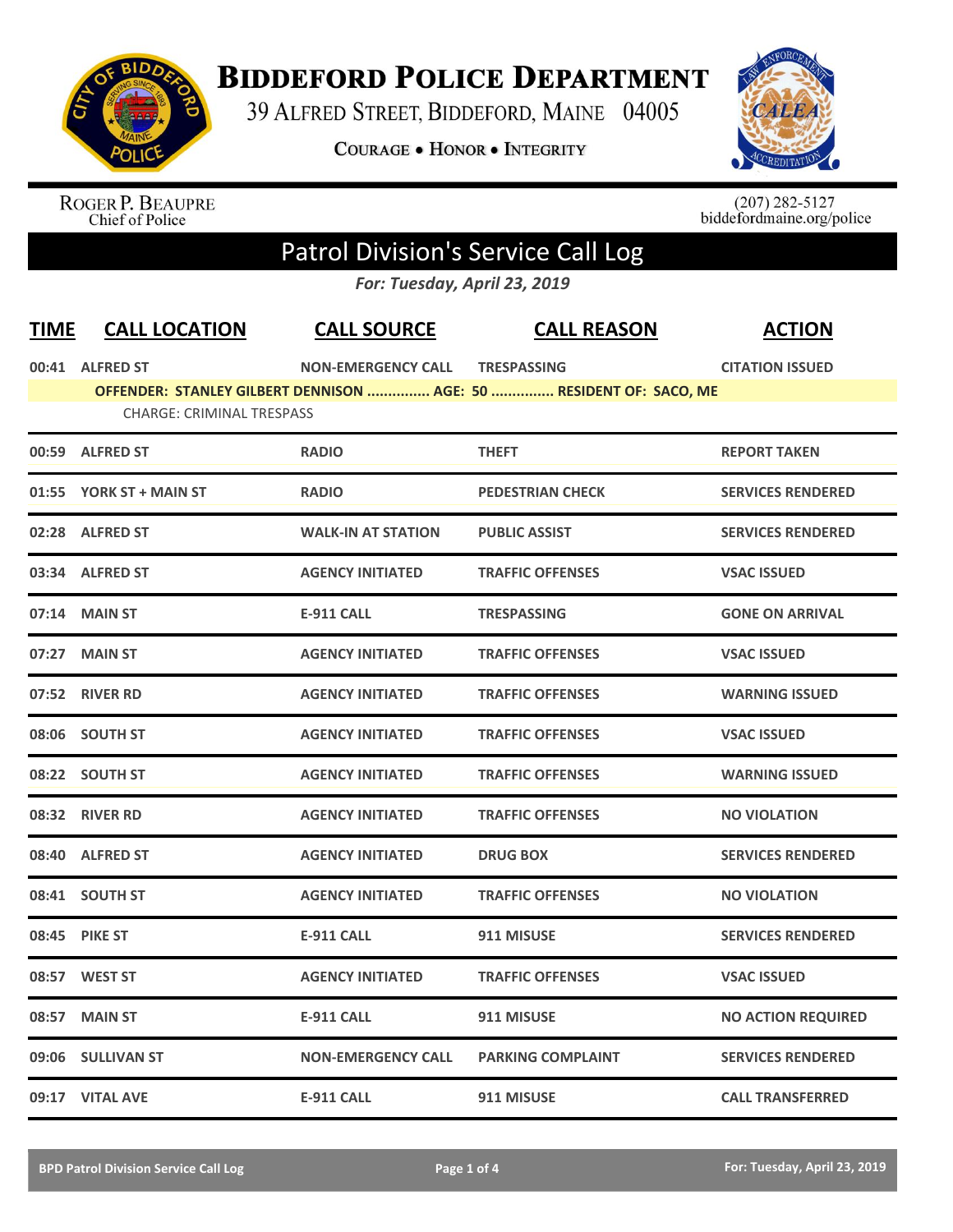# Biddeford Police Department

39 Alfred Street, Biddeford, Maine 04005

Courage • Honor • Integrity

Roger P. Beaupre
Chief of Police

(207) 282-5127
biddefordmaine.org/police

## Patrol Division's Service Call Log

*For: Tuesday, April 23, 2019*

| TIME | CALL LOCATION | CALL SOURCE | CALL REASON | ACTION |
|---|---|---|---|---|
| 00:41 | ALFRED ST | NON-EMERGENCY CALL | TRESPASSING | CITATION ISSUED |
| | OFFENDER: STANLEY GILBERT DENNISON ............... AGE: 50 ............... RESIDENT OF: SACO, ME | | | |
| | CHARGE: CRIMINAL TRESPASS | | | |
| 00:59 | ALFRED ST | RADIO | THEFT | REPORT TAKEN |
| 01:55 | YORK ST + MAIN ST | RADIO | PEDESTRIAN CHECK | SERVICES RENDERED |
| 02:28 | ALFRED ST | WALK-IN AT STATION | PUBLIC ASSIST | SERVICES RENDERED |
| 03:34 | ALFRED ST | AGENCY INITIATED | TRAFFIC OFFENSES | VSAC ISSUED |
| 07:14 | MAIN ST | E-911 CALL | TRESPASSING | GONE ON ARRIVAL |
| 07:27 | MAIN ST | AGENCY INITIATED | TRAFFIC OFFENSES | VSAC ISSUED |
| 07:52 | RIVER RD | AGENCY INITIATED | TRAFFIC OFFENSES | WARNING ISSUED |
| 08:06 | SOUTH ST | AGENCY INITIATED | TRAFFIC OFFENSES | VSAC ISSUED |
| 08:22 | SOUTH ST | AGENCY INITIATED | TRAFFIC OFFENSES | WARNING ISSUED |
| 08:32 | RIVER RD | AGENCY INITIATED | TRAFFIC OFFENSES | NO VIOLATION |
| 08:40 | ALFRED ST | AGENCY INITIATED | DRUG BOX | SERVICES RENDERED |
| 08:41 | SOUTH ST | AGENCY INITIATED | TRAFFIC OFFENSES | NO VIOLATION |
| 08:45 | PIKE ST | E-911 CALL | 911 MISUSE | SERVICES RENDERED |
| 08:57 | WEST ST | AGENCY INITIATED | TRAFFIC OFFENSES | VSAC ISSUED |
| 08:57 | MAIN ST | E-911 CALL | 911 MISUSE | NO ACTION REQUIRED |
| 09:06 | SULLIVAN ST | NON-EMERGENCY CALL | PARKING COMPLAINT | SERVICES RENDERED |
| 09:17 | VITAL AVE | E-911 CALL | 911 MISUSE | CALL TRANSFERRED |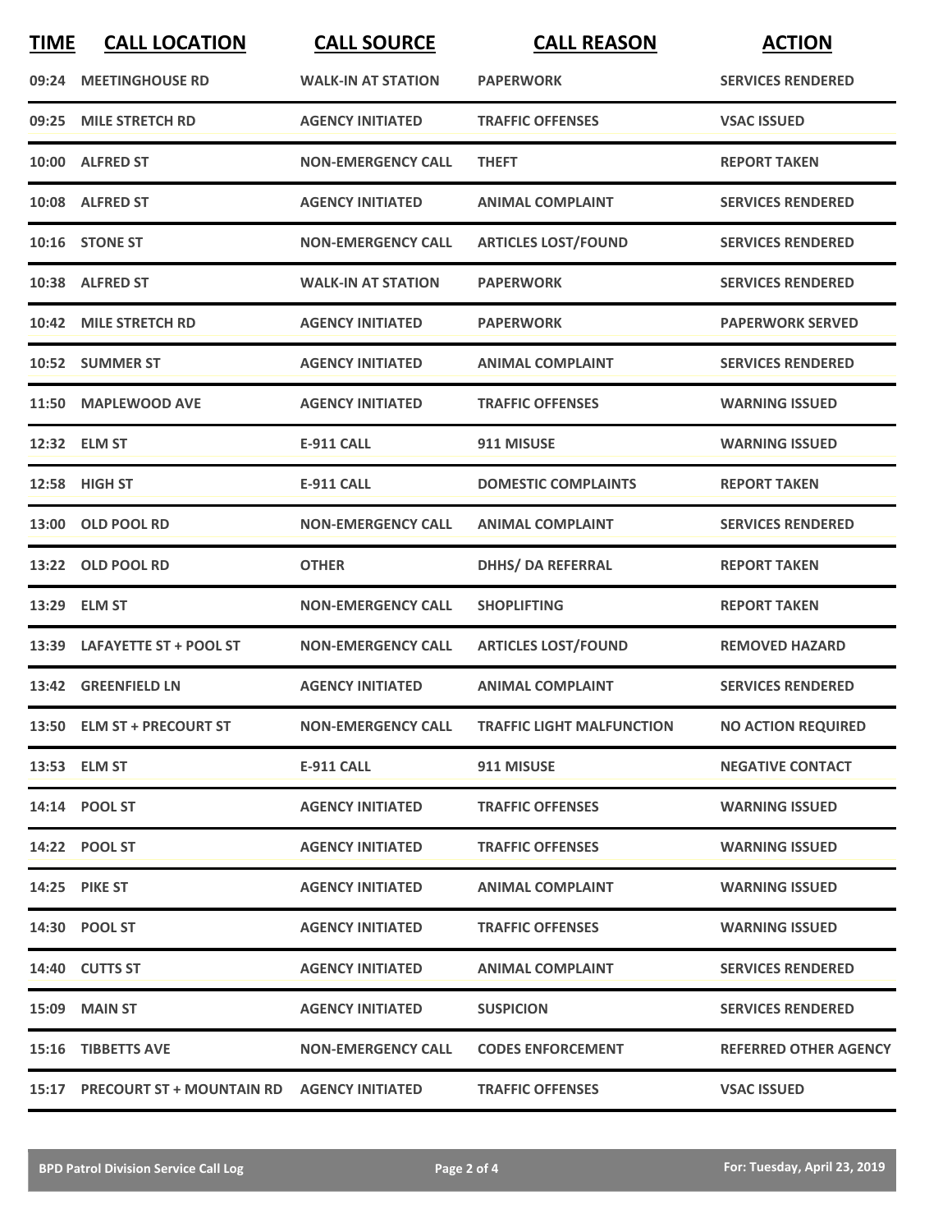| TIME | CALL LOCATION | CALL SOURCE | CALL REASON | ACTION |
|---|---|---|---|---|
| 09:24 | MEETINGHOUSE RD | WALK-IN AT STATION | PAPERWORK | SERVICES RENDERED |
| 09:25 | MILE STRETCH RD | AGENCY INITIATED | TRAFFIC OFFENSES | VSAC ISSUED |
| 10:00 | ALFRED ST | NON-EMERGENCY CALL | THEFT | REPORT TAKEN |
| 10:08 | ALFRED ST | AGENCY INITIATED | ANIMAL COMPLAINT | SERVICES RENDERED |
| 10:16 | STONE ST | NON-EMERGENCY CALL | ARTICLES LOST/FOUND | SERVICES RENDERED |
| 10:38 | ALFRED ST | WALK-IN AT STATION | PAPERWORK | SERVICES RENDERED |
| 10:42 | MILE STRETCH RD | AGENCY INITIATED | PAPERWORK | PAPERWORK SERVED |
| 10:52 | SUMMER ST | AGENCY INITIATED | ANIMAL COMPLAINT | SERVICES RENDERED |
| 11:50 | MAPLEWOOD AVE | AGENCY INITIATED | TRAFFIC OFFENSES | WARNING ISSUED |
| 12:32 | ELM ST | E-911 CALL | 911 MISUSE | WARNING ISSUED |
| 12:58 | HIGH ST | E-911 CALL | DOMESTIC COMPLAINTS | REPORT TAKEN |
| 13:00 | OLD POOL RD | NON-EMERGENCY CALL | ANIMAL COMPLAINT | SERVICES RENDERED |
| 13:22 | OLD POOL RD | OTHER | DHHS/ DA REFERRAL | REPORT TAKEN |
| 13:29 | ELM ST | NON-EMERGENCY CALL | SHOPLIFTING | REPORT TAKEN |
| 13:39 | LAFAYETTE ST + POOL ST | NON-EMERGENCY CALL | ARTICLES LOST/FOUND | REMOVED HAZARD |
| 13:42 | GREENFIELD LN | AGENCY INITIATED | ANIMAL COMPLAINT | SERVICES RENDERED |
| 13:50 | ELM ST + PRECOURT ST | NON-EMERGENCY CALL | TRAFFIC LIGHT MALFUNCTION | NO ACTION REQUIRED |
| 13:53 | ELM ST | E-911 CALL | 911 MISUSE | NEGATIVE CONTACT |
| 14:14 | POOL ST | AGENCY INITIATED | TRAFFIC OFFENSES | WARNING ISSUED |
| 14:22 | POOL ST | AGENCY INITIATED | TRAFFIC OFFENSES | WARNING ISSUED |
| 14:25 | PIKE ST | AGENCY INITIATED | ANIMAL COMPLAINT | WARNING ISSUED |
| 14:30 | POOL ST | AGENCY INITIATED | TRAFFIC OFFENSES | WARNING ISSUED |
| 14:40 | CUTTS ST | AGENCY INITIATED | ANIMAL COMPLAINT | SERVICES RENDERED |
| 15:09 | MAIN ST | AGENCY INITIATED | SUSPICION | SERVICES RENDERED |
| 15:16 | TIBBETTS AVE | NON-EMERGENCY CALL | CODES ENFORCEMENT | REFERRED OTHER AGENCY |
| 15:17 | PRECOURT ST + MOUNTAIN RD | AGENCY INITIATED | TRAFFIC OFFENSES | VSAC ISSUED |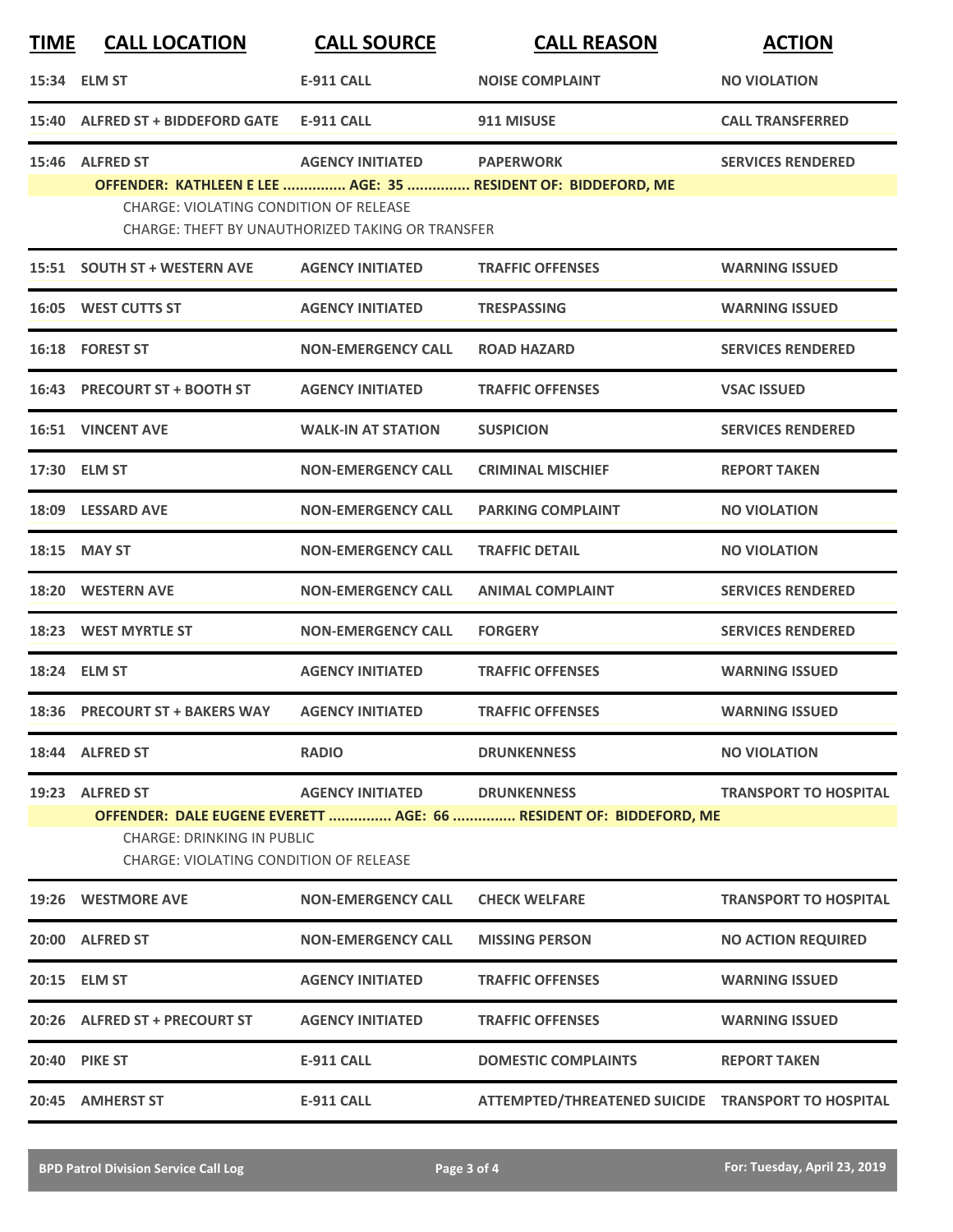| TIME | CALL LOCATION | CALL SOURCE | CALL REASON | ACTION |
|---|---|---|---|---|
| 15:34 | ELM ST | E-911 CALL | NOISE COMPLAINT | NO VIOLATION |
| 15:40 | ALFRED ST + BIDDEFORD GATE | E-911 CALL | 911 MISUSE | CALL TRANSFERRED |
| 15:46 | ALFRED ST | AGENCY INITIATED | PAPERWORK | SERVICES RENDERED |
| | OFFENDER: KATHLEEN E LEE ............... AGE: 35 ............... RESIDENT OF: BIDDEFORD, ME | | | |
| | CHARGE: VIOLATING CONDITION OF RELEASE | | | |
| | CHARGE: THEFT BY UNAUTHORIZED TAKING OR TRANSFER | | | |
| 15:51 | SOUTH ST + WESTERN AVE | AGENCY INITIATED | TRAFFIC OFFENSES | WARNING ISSUED |
| 16:05 | WEST CUTTS ST | AGENCY INITIATED | TRESPASSING | WARNING ISSUED |
| 16:18 | FOREST ST | NON-EMERGENCY CALL | ROAD HAZARD | SERVICES RENDERED |
| 16:43 | PRECOURT ST + BOOTH ST | AGENCY INITIATED | TRAFFIC OFFENSES | VSAC ISSUED |
| 16:51 | VINCENT AVE | WALK-IN AT STATION | SUSPICION | SERVICES RENDERED |
| 17:30 | ELM ST | NON-EMERGENCY CALL | CRIMINAL MISCHIEF | REPORT TAKEN |
| 18:09 | LESSARD AVE | NON-EMERGENCY CALL | PARKING COMPLAINT | NO VIOLATION |
| 18:15 | MAY ST | NON-EMERGENCY CALL | TRAFFIC DETAIL | NO VIOLATION |
| 18:20 | WESTERN AVE | NON-EMERGENCY CALL | ANIMAL COMPLAINT | SERVICES RENDERED |
| 18:23 | WEST MYRTLE ST | NON-EMERGENCY CALL | FORGERY | SERVICES RENDERED |
| 18:24 | ELM ST | AGENCY INITIATED | TRAFFIC OFFENSES | WARNING ISSUED |
| 18:36 | PRECOURT ST + BAKERS WAY | AGENCY INITIATED | TRAFFIC OFFENSES | WARNING ISSUED |
| 18:44 | ALFRED ST | RADIO | DRUNKENNESS | NO VIOLATION |
| 19:23 | ALFRED ST | AGENCY INITIATED | DRUNKENNESS | TRANSPORT TO HOSPITAL |
| | OFFENDER: DALE EUGENE EVERETT ............... AGE: 66 ............... RESIDENT OF: BIDDEFORD, ME | | | |
| | CHARGE: DRINKING IN PUBLIC | | | |
| | CHARGE: VIOLATING CONDITION OF RELEASE | | | |
| 19:26 | WESTMORE AVE | NON-EMERGENCY CALL | CHECK WELFARE | TRANSPORT TO HOSPITAL |
| 20:00 | ALFRED ST | NON-EMERGENCY CALL | MISSING PERSON | NO ACTION REQUIRED |
| 20:15 | ELM ST | AGENCY INITIATED | TRAFFIC OFFENSES | WARNING ISSUED |
| 20:26 | ALFRED ST + PRECOURT ST | AGENCY INITIATED | TRAFFIC OFFENSES | WARNING ISSUED |
| 20:40 | PIKE ST | E-911 CALL | DOMESTIC COMPLAINTS | REPORT TAKEN |
| 20:45 | AMHERST ST | E-911 CALL | ATTEMPTED/THREATENED SUICIDE | TRANSPORT TO HOSPITAL |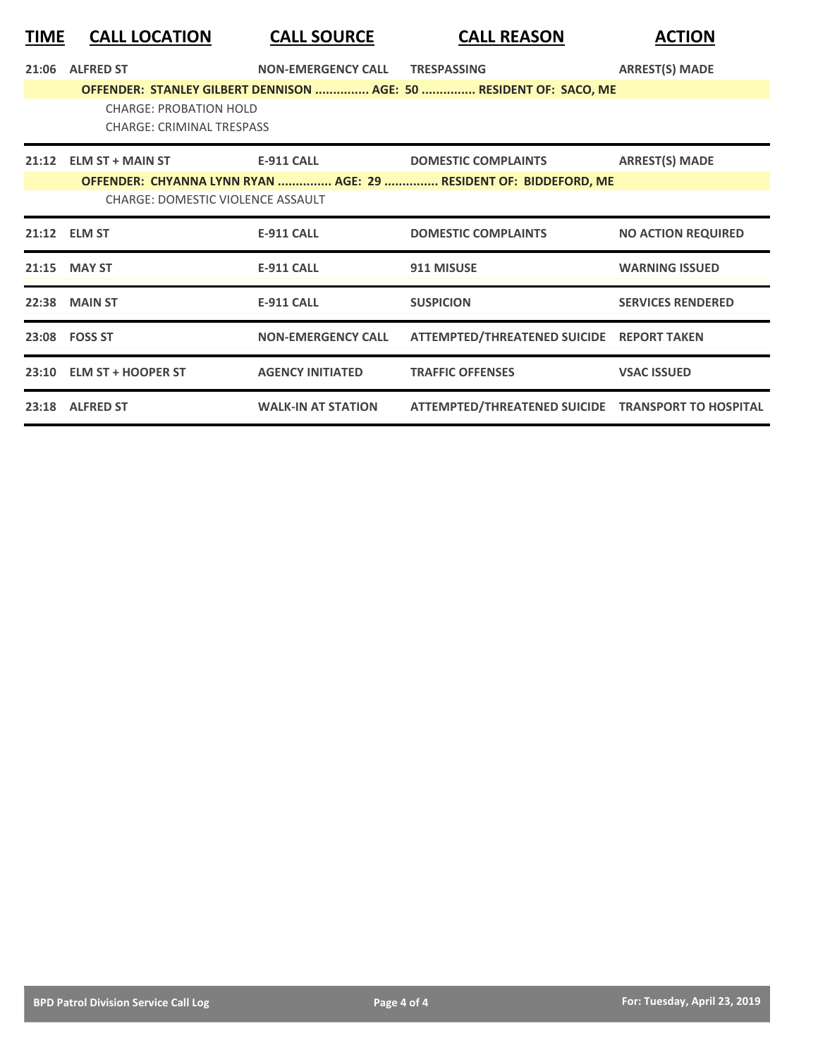| TIME | CALL LOCATION | CALL SOURCE | CALL REASON | ACTION |
| --- | --- | --- | --- | --- |
| 21:06 | ALFRED ST | NON-EMERGENCY CALL | TRESPASSING | ARREST(S) MADE |
| | OFFENDER: STANLEY GILBERT DENNISON ............... AGE: 50 ............... RESIDENT OF: SACO, ME | | | |
| | CHARGE: PROBATION HOLD | | | |
| | CHARGE: CRIMINAL TRESPASS | | | |
| 21:12 | ELM ST + MAIN ST | E-911 CALL | DOMESTIC COMPLAINTS | ARREST(S) MADE |
| | OFFENDER: CHYANNA LYNN RYAN ............... AGE: 29 ............... RESIDENT OF: BIDDEFORD, ME | | | |
| | CHARGE: DOMESTIC VIOLENCE ASSAULT | | | |
| 21:12 | ELM ST | E-911 CALL | DOMESTIC COMPLAINTS | NO ACTION REQUIRED |
| 21:15 | MAY ST | E-911 CALL | 911 MISUSE | WARNING ISSUED |
| 22:38 | MAIN ST | E-911 CALL | SUSPICION | SERVICES RENDERED |
| 23:08 | FOSS ST | NON-EMERGENCY CALL | ATTEMPTED/THREATENED SUICIDE | REPORT TAKEN |
| 23:10 | ELM ST + HOOPER ST | AGENCY INITIATED | TRAFFIC OFFENSES | VSAC ISSUED |
| 23:18 | ALFRED ST | WALK-IN AT STATION | ATTEMPTED/THREATENED SUICIDE | TRANSPORT TO HOSPITAL |